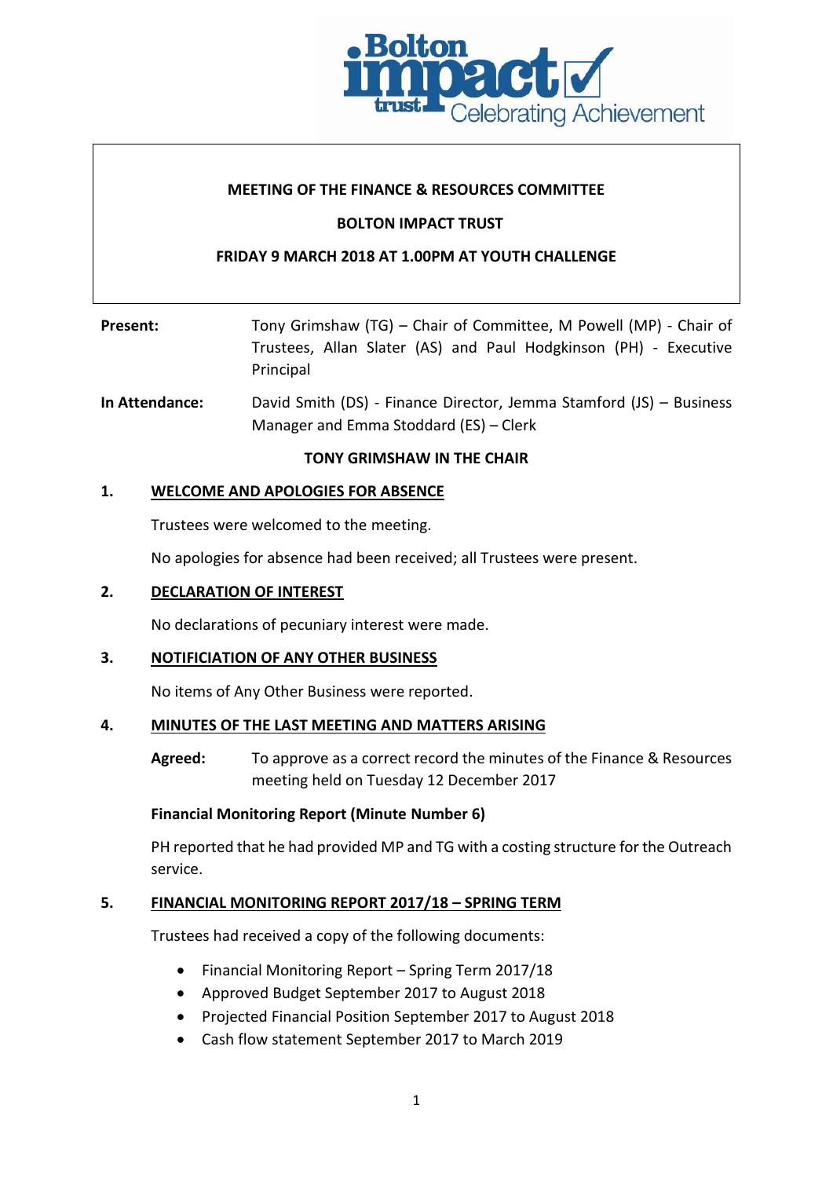**MEETING OF THE FINANCE & RESOURCES COMMITTEE**

**BOLTON IMPACT TRUST**

**FRIDAY 9 MARCH 2018 AT 1.00PM AT YOUTH CHALLENGE**

**Present:** Tony Grimshaw (TG) – Chair of Committee, M Powell (MP) - Chair of Trustees, Allan Slater (AS) and Paul Hodgkinson (PH) - Executive Principal

**In Attendance:** David Smith (DS) - Finance Director, Jemma Stamford (JS) – Business Manager and Emma Stoddard (ES) – Clerk

**TONY GRIMSHAW IN THE CHAIR**

## 1. WELCOME AND APOLOGIES FOR ABSENCE

Trustees were welcomed to the meeting.

No apologies for absence had been received; all Trustees were present.

## 2. DECLARATION OF INTEREST

No declarations of pecuniary interest were made.

## 3. NOTIFICIATION OF ANY OTHER BUSINESS

No items of Any Other Business were reported.

## 4. MINUTES OF THE LAST MEETING AND MATTERS ARISING

**Agreed:** To approve as a correct record the minutes of the Finance & Resources meeting held on Tuesday 12 December 2017

**Financial Monitoring Report (Minute Number 6)**

PH reported that he had provided MP and TG with a costing structure for the Outreach service.

## 5. FINANCIAL MONITORING REPORT 2017/18 – SPRING TERM

Trustees had received a copy of the following documents:

- Financial Monitoring Report – Spring Term 2017/18
- Approved Budget September 2017 to August 2018
- Projected Financial Position September 2017 to August 2018
- Cash flow statement September 2017 to March 2019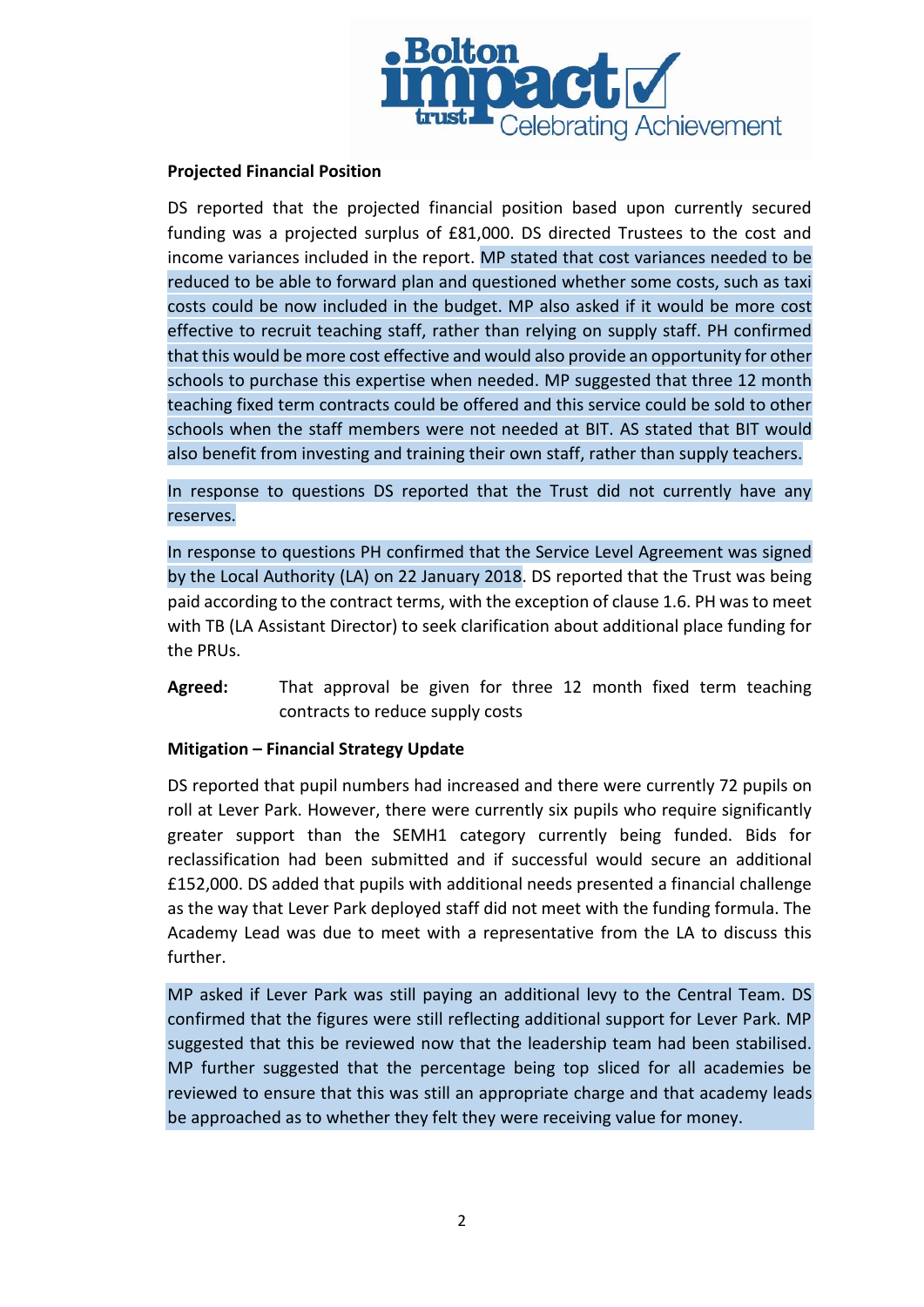**Projected Financial Position**

DS reported that the projected financial position based upon currently secured funding was a projected surplus of £81,000. DS directed Trustees to the cost and income variances included in the report. MP stated that cost variances needed to be reduced to be able to forward plan and questioned whether some costs, such as taxi costs could be now included in the budget. MP also asked if it would be more cost effective to recruit teaching staff, rather than relying on supply staff. PH confirmed that this would be more cost effective and would also provide an opportunity for other schools to purchase this expertise when needed. MP suggested that three 12 month teaching fixed term contracts could be offered and this service could be sold to other schools when the staff members were not needed at BIT. AS stated that BIT would also benefit from investing and training their own staff, rather than supply teachers.

In response to questions DS reported that the Trust did not currently have any reserves.

In response to questions PH confirmed that the Service Level Agreement was signed by the Local Authority (LA) on 22 January 2018. DS reported that the Trust was being paid according to the contract terms, with the exception of clause 1.6. PH was to meet with TB (LA Assistant Director) to seek clarification about additional place funding for the PRUs.

**Agreed:** That approval be given for three 12 month fixed term teaching contracts to reduce supply costs

**Mitigation – Financial Strategy Update**

DS reported that pupil numbers had increased and there were currently 72 pupils on roll at Lever Park. However, there were currently six pupils who require significantly greater support than the SEMH1 category currently being funded. Bids for reclassification had been submitted and if successful would secure an additional £152,000. DS added that pupils with additional needs presented a financial challenge as the way that Lever Park deployed staff did not meet with the funding formula. The Academy Lead was due to meet with a representative from the LA to discuss this further.

MP asked if Lever Park was still paying an additional levy to the Central Team. DS confirmed that the figures were still reflecting additional support for Lever Park. MP suggested that this be reviewed now that the leadership team had been stabilised. MP further suggested that the percentage being top sliced for all academies be reviewed to ensure that this was still an appropriate charge and that academy leads be approached as to whether they felt they were receiving value for money.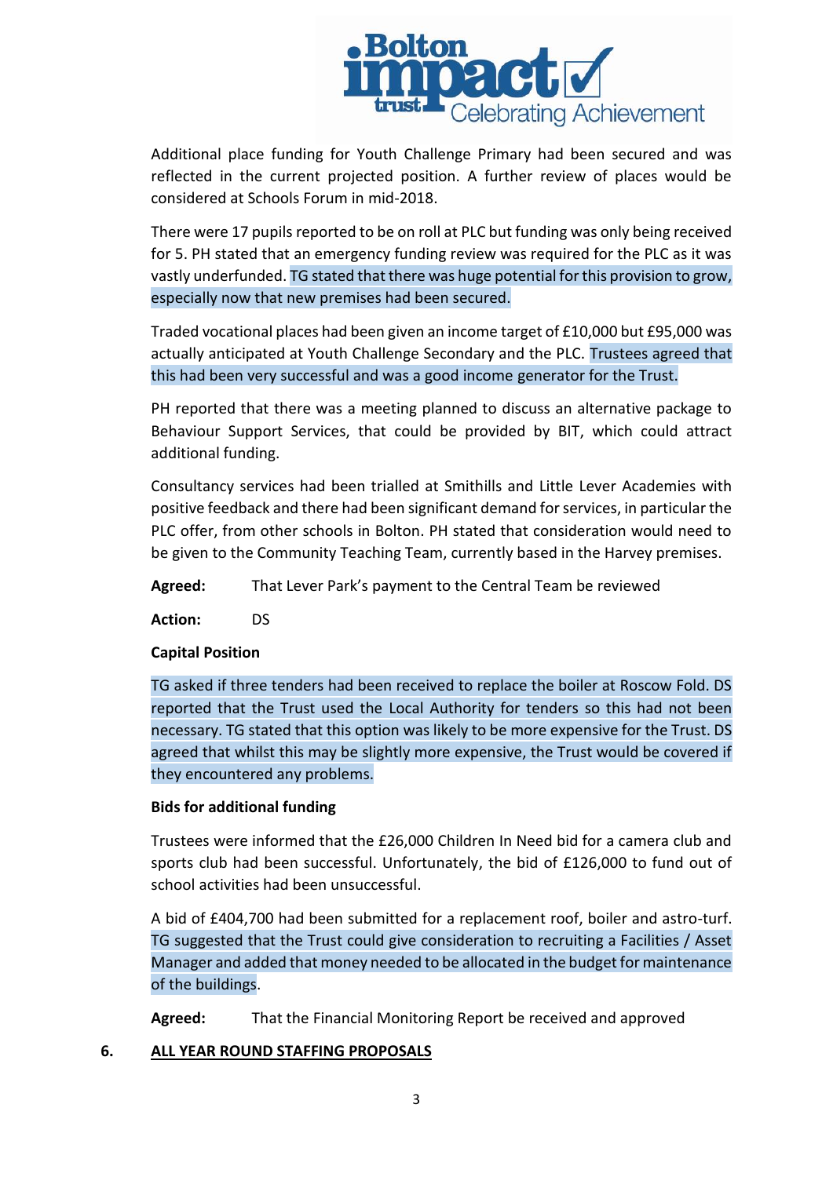Additional place funding for Youth Challenge Primary had been secured and was reflected in the current projected position. A further review of places would be considered at Schools Forum in mid-2018.

There were 17 pupils reported to be on roll at PLC but funding was only being received for 5. PH stated that an emergency funding review was required for the PLC as it was vastly underfunded. TG stated that there was huge potential for this provision to grow, especially now that new premises had been secured.

Traded vocational places had been given an income target of £10,000 but £95,000 was actually anticipated at Youth Challenge Secondary and the PLC. Trustees agreed that this had been very successful and was a good income generator for the Trust.

PH reported that there was a meeting planned to discuss an alternative package to Behaviour Support Services, that could be provided by BIT, which could attract additional funding.

Consultancy services had been trialled at Smithills and Little Lever Academies with positive feedback and there had been significant demand for services, in particular the PLC offer, from other schools in Bolton. PH stated that consideration would need to be given to the Community Teaching Team, currently based in the Harvey premises.

**Agreed:** That Lever Park's payment to the Central Team be reviewed

**Action:** DS

**Capital Position**

TG asked if three tenders had been received to replace the boiler at Roscow Fold. DS reported that the Trust used the Local Authority for tenders so this had not been necessary. TG stated that this option was likely to be more expensive for the Trust. DS agreed that whilst this may be slightly more expensive, the Trust would be covered if they encountered any problems.

**Bids for additional funding**

Trustees were informed that the £26,000 Children In Need bid for a camera club and sports club had been successful. Unfortunately, the bid of £126,000 to fund out of school activities had been unsuccessful.

A bid of £404,700 had been submitted for a replacement roof, boiler and astro-turf. TG suggested that the Trust could give consideration to recruiting a Facilities / Asset Manager and added that money needed to be allocated in the budget for maintenance of the buildings.

**Agreed:** That the Financial Monitoring Report be received and approved

## 6. ALL YEAR ROUND STAFFING PROPOSALS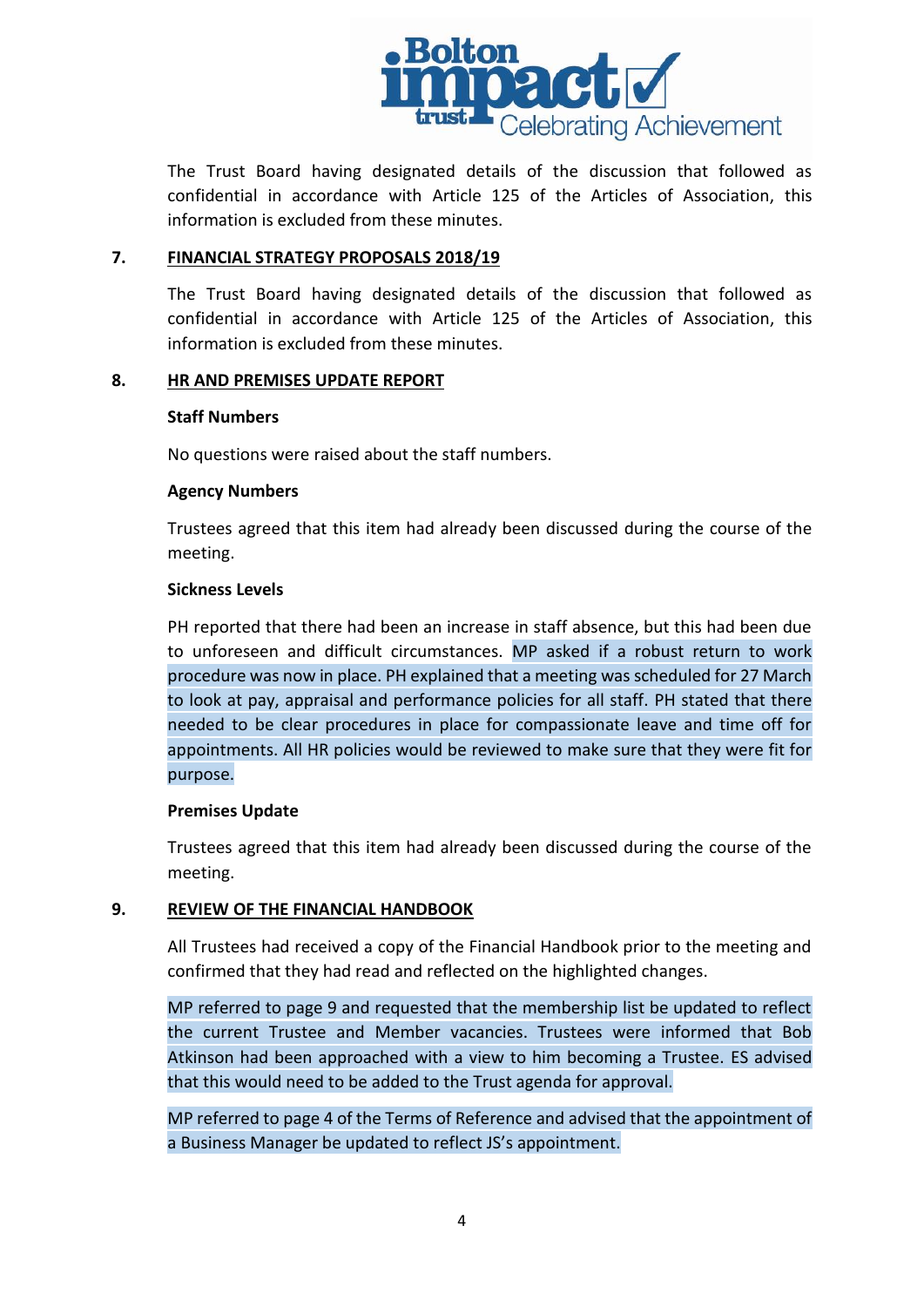The Trust Board having designated details of the discussion that followed as confidential in accordance with Article 125 of the Articles of Association, this information is excluded from these minutes.

## 7. FINANCIAL STRATEGY PROPOSALS 2018/19

The Trust Board having designated details of the discussion that followed as confidential in accordance with Article 125 of the Articles of Association, this information is excluded from these minutes.

## 8. HR AND PREMISES UPDATE REPORT

**Staff Numbers**

No questions were raised about the staff numbers.

**Agency Numbers**

Trustees agreed that this item had already been discussed during the course of the meeting.

**Sickness Levels**

PH reported that there had been an increase in staff absence, but this had been due to unforeseen and difficult circumstances. MP asked if a robust return to work procedure was now in place. PH explained that a meeting was scheduled for 27 March to look at pay, appraisal and performance policies for all staff. PH stated that there needed to be clear procedures in place for compassionate leave and time off for appointments. All HR policies would be reviewed to make sure that they were fit for purpose.

**Premises Update**

Trustees agreed that this item had already been discussed during the course of the meeting.

## 9. REVIEW OF THE FINANCIAL HANDBOOK

All Trustees had received a copy of the Financial Handbook prior to the meeting and confirmed that they had read and reflected on the highlighted changes.

MP referred to page 9 and requested that the membership list be updated to reflect the current Trustee and Member vacancies. Trustees were informed that Bob Atkinson had been approached with a view to him becoming a Trustee. ES advised that this would need to be added to the Trust agenda for approval.

MP referred to page 4 of the Terms of Reference and advised that the appointment of a Business Manager be updated to reflect JS's appointment.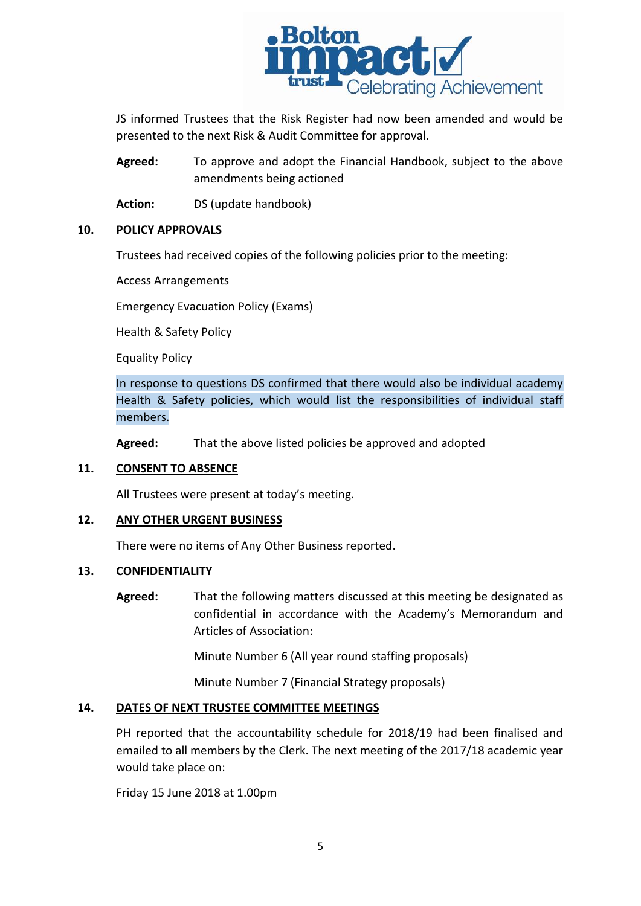JS informed Trustees that the Risk Register had now been amended and would be presented to the next Risk & Audit Committee for approval.

**Agreed:** To approve and adopt the Financial Handbook, subject to the above amendments being actioned

**Action:** DS (update handbook)

## 10. POLICY APPROVALS

Trustees had received copies of the following policies prior to the meeting:

Access Arrangements

Emergency Evacuation Policy (Exams)

Health & Safety Policy

Equality Policy

In response to questions DS confirmed that there would also be individual academy Health & Safety policies, which would list the responsibilities of individual staff members.

**Agreed:** That the above listed policies be approved and adopted

## 11. CONSENT TO ABSENCE

All Trustees were present at today's meeting.

## 12. ANY OTHER URGENT BUSINESS

There were no items of Any Other Business reported.

## 13. CONFIDENTIALITY

**Agreed:** That the following matters discussed at this meeting be designated as confidential in accordance with the Academy's Memorandum and Articles of Association:

Minute Number 6 (All year round staffing proposals)

Minute Number 7 (Financial Strategy proposals)

## 14. DATES OF NEXT TRUSTEE COMMITTEE MEETINGS

PH reported that the accountability schedule for 2018/19 had been finalised and emailed to all members by the Clerk. The next meeting of the 2017/18 academic year would take place on:

Friday 15 June 2018 at 1.00pm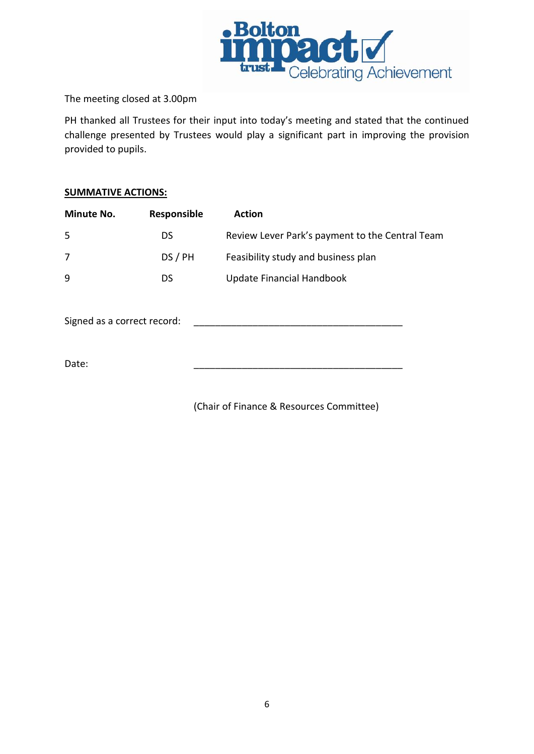The meeting closed at 3.00pm

PH thanked all Trustees for their input into today's meeting and stated that the continued challenge presented by Trustees would play a significant part in improving the provision provided to pupils.

**SUMMATIVE ACTIONS:**

| Minute No. | Responsible | Action |
|---|---|---|
| 5 | DS | Review Lever Park's payment to the Central Team |
| 7 | DS / PH | Feasibility study and business plan |
| 9 | DS | Update Financial Handbook |

Signed as a correct record: ________________________________________

Date: ________________________________________

(Chair of Finance & Resources Committee)